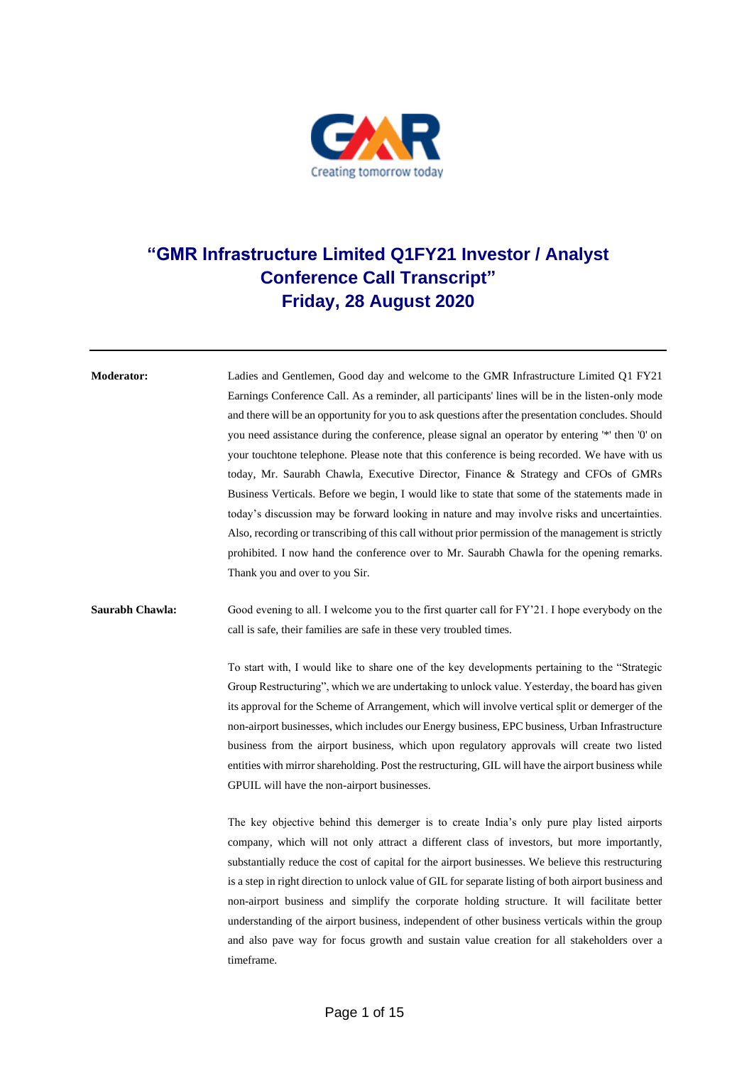# "GMR Infrastructure Limited Q1FY21 Investor / Analyst Conference Call Transcript"
## Friday, 28 August 2020

---

**Moderator:** Ladies and Gentlemen, Good day and welcome to the GMR Infrastructure Limited Q1 FY21 Earnings Conference Call. As a reminder, all participants' lines will be in the listen-only mode and there will be an opportunity for you to ask questions after the presentation concludes. Should you need assistance during the conference, please signal an operator by entering '*' then '0' on your touchtone telephone. Please note that this conference is being recorded. We have with us today, Mr. Saurabh Chawla, Executive Director, Finance & Strategy and CFOs of GMRs Business Verticals. Before we begin, I would like to state that some of the statements made in today's discussion may be forward looking in nature and may involve risks and uncertainties. Also, recording or transcribing of this call without prior permission of the management is strictly prohibited. I now hand the conference over to Mr. Saurabh Chawla for the opening remarks. Thank you and over to you Sir.

**Saurabh Chawla:** Good evening to all. I welcome you to the first quarter call for FY'21. I hope everybody on the call is safe, their families are safe in these very troubled times.

To start with, I would like to share one of the key developments pertaining to the "Strategic Group Restructuring", which we are undertaking to unlock value. Yesterday, the board has given its approval for the Scheme of Arrangement, which will involve vertical split or demerger of the non-airport businesses, which includes our Energy business, EPC business, Urban Infrastructure business from the airport business, which upon regulatory approvals will create two listed entities with mirror shareholding. Post the restructuring, GIL will have the airport business while GPUIL will have the non-airport businesses.

The key objective behind this demerger is to create India's only pure play listed airports company, which will not only attract a different class of investors, but more importantly, substantially reduce the cost of capital for the airport businesses. We believe this restructuring is a step in right direction to unlock value of GIL for separate listing of both airport business and non-airport business and simplify the corporate holding structure. It will facilitate better understanding of the airport business, independent of other business verticals within the group and also pave way for focus growth and sustain value creation for all stakeholders over a timeframe.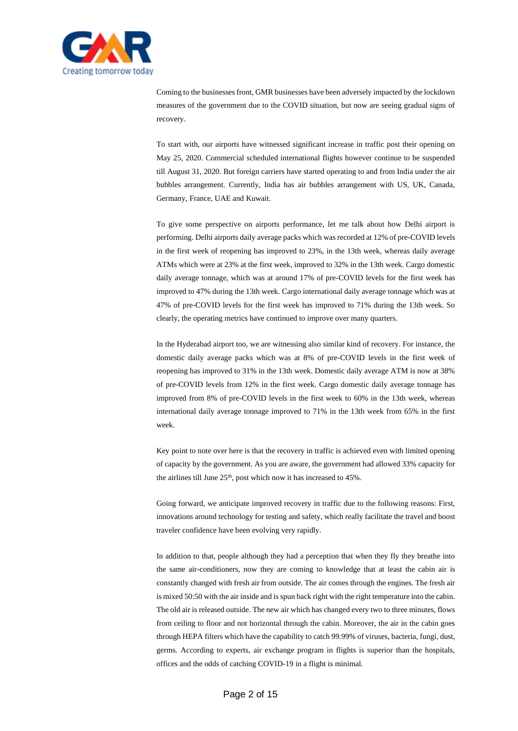Coming to the businesses front, GMR businesses have been adversely impacted by the lockdown measures of the government due to the COVID situation, but now are seeing gradual signs of recovery.

To start with, our airports have witnessed significant increase in traffic post their opening on May 25, 2020. Commercial scheduled international flights however continue to be suspended till August 31, 2020. But foreign carriers have started operating to and from India under the air bubbles arrangement. Currently, India has air bubbles arrangement with US, UK, Canada, Germany, France, UAE and Kuwait.

To give some perspective on airports performance, let me talk about how Delhi airport is performing. Delhi airports daily average packs which was recorded at 12% of pre-COVID levels in the first week of reopening has improved to 23%, in the 13th week, whereas daily average ATMs which were at 23% at the first week, improved to 32% in the 13th week. Cargo domestic daily average tonnage, which was at around 17% of pre-COVID levels for the first week has improved to 47% during the 13th week. Cargo international daily average tonnage which was at 47% of pre-COVID levels for the first week has improved to 71% during the 13th week. So clearly, the operating metrics have continued to improve over many quarters.

In the Hyderabad airport too, we are witnessing also similar kind of recovery. For instance, the domestic daily average packs which was at 8% of pre-COVID levels in the first week of reopening has improved to 31% in the 13th week. Domestic daily average ATM is now at 38% of pre-COVID levels from 12% in the first week. Cargo domestic daily average tonnage has improved from 8% of pre-COVID levels in the first week to 60% in the 13th week, whereas international daily average tonnage improved to 71% in the 13th week from 65% in the first week.

Key point to note over here is that the recovery in traffic is achieved even with limited opening of capacity by the government. As you are aware, the government had allowed 33% capacity for the airlines till June 25th, post which now it has increased to 45%.

Going forward, we anticipate improved recovery in traffic due to the following reasons: First, innovations around technology for testing and safety, which really facilitate the travel and boost traveler confidence have been evolving very rapidly.

In addition to that, people although they had a perception that when they fly they breathe into the same air-conditioners, now they are coming to knowledge that at least the cabin air is constantly changed with fresh air from outside. The air comes through the engines. The fresh air is mixed 50:50 with the air inside and is spun back right with the right temperature into the cabin. The old air is released outside. The new air which has changed every two to three minutes, flows from ceiling to floor and not horizontal through the cabin. Moreover, the air in the cabin goes through HEPA filters which have the capability to catch 99.99% of viruses, bacteria, fungi, dust, germs. According to experts, air exchange program in flights is superior than the hospitals, offices and the odds of catching COVID-19 in a flight is minimal.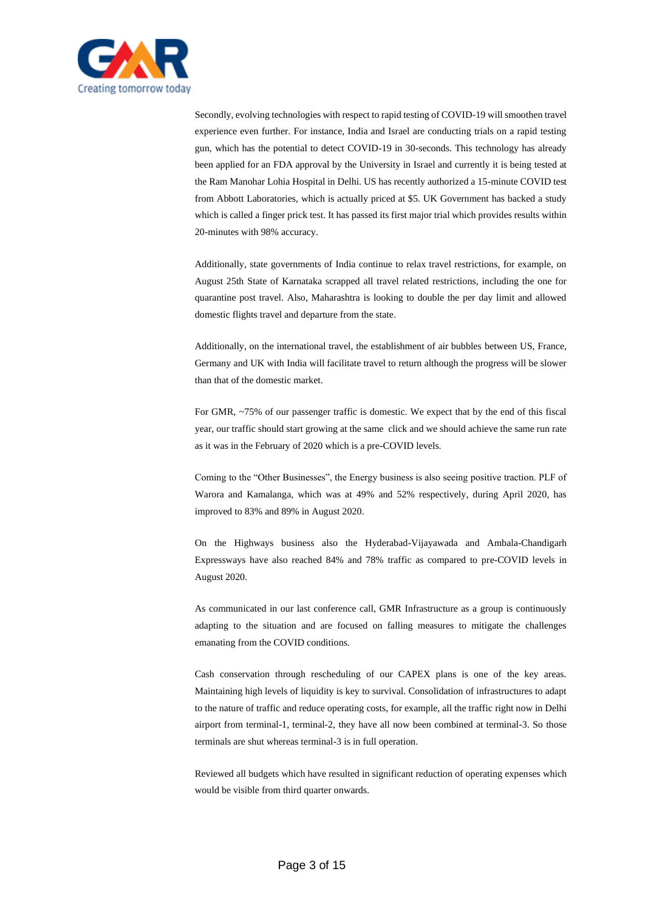Secondly, evolving technologies with respect to rapid testing of COVID-19 will smoothen travel experience even further. For instance, India and Israel are conducting trials on a rapid testing gun, which has the potential to detect COVID-19 in 30-seconds. This technology has already been applied for an FDA approval by the University in Israel and currently it is being tested at the Ram Manohar Lohia Hospital in Delhi. US has recently authorized a 15-minute COVID test from Abbott Laboratories, which is actually priced at $5. UK Government has backed a study which is called a finger prick test. It has passed its first major trial which provides results within 20-minutes with 98% accuracy.

Additionally, state governments of India continue to relax travel restrictions, for example, on August 25th State of Karnataka scrapped all travel related restrictions, including the one for quarantine post travel. Also, Maharashtra is looking to double the per day limit and allowed domestic flights travel and departure from the state.

Additionally, on the international travel, the establishment of air bubbles between US, France, Germany and UK with India will facilitate travel to return although the progress will be slower than that of the domestic market.

For GMR, ~75% of our passenger traffic is domestic. We expect that by the end of this fiscal year, our traffic should start growing at the same click and we should achieve the same run rate as it was in the February of 2020 which is a pre-COVID levels.

Coming to the "Other Businesses", the Energy business is also seeing positive traction. PLF of Warora and Kamalanga, which was at 49% and 52% respectively, during April 2020, has improved to 83% and 89% in August 2020.

On the Highways business also the Hyderabad-Vijayawada and Ambala-Chandigarh Expressways have also reached 84% and 78% traffic as compared to pre-COVID levels in August 2020.

As communicated in our last conference call, GMR Infrastructure as a group is continuously adapting to the situation and are focused on falling measures to mitigate the challenges emanating from the COVID conditions.

Cash conservation through rescheduling of our CAPEX plans is one of the key areas. Maintaining high levels of liquidity is key to survival. Consolidation of infrastructures to adapt to the nature of traffic and reduce operating costs, for example, all the traffic right now in Delhi airport from terminal-1, terminal-2, they have all now been combined at terminal-3. So those terminals are shut whereas terminal-3 is in full operation.

Reviewed all budgets which have resulted in significant reduction of operating expenses which would be visible from third quarter onwards.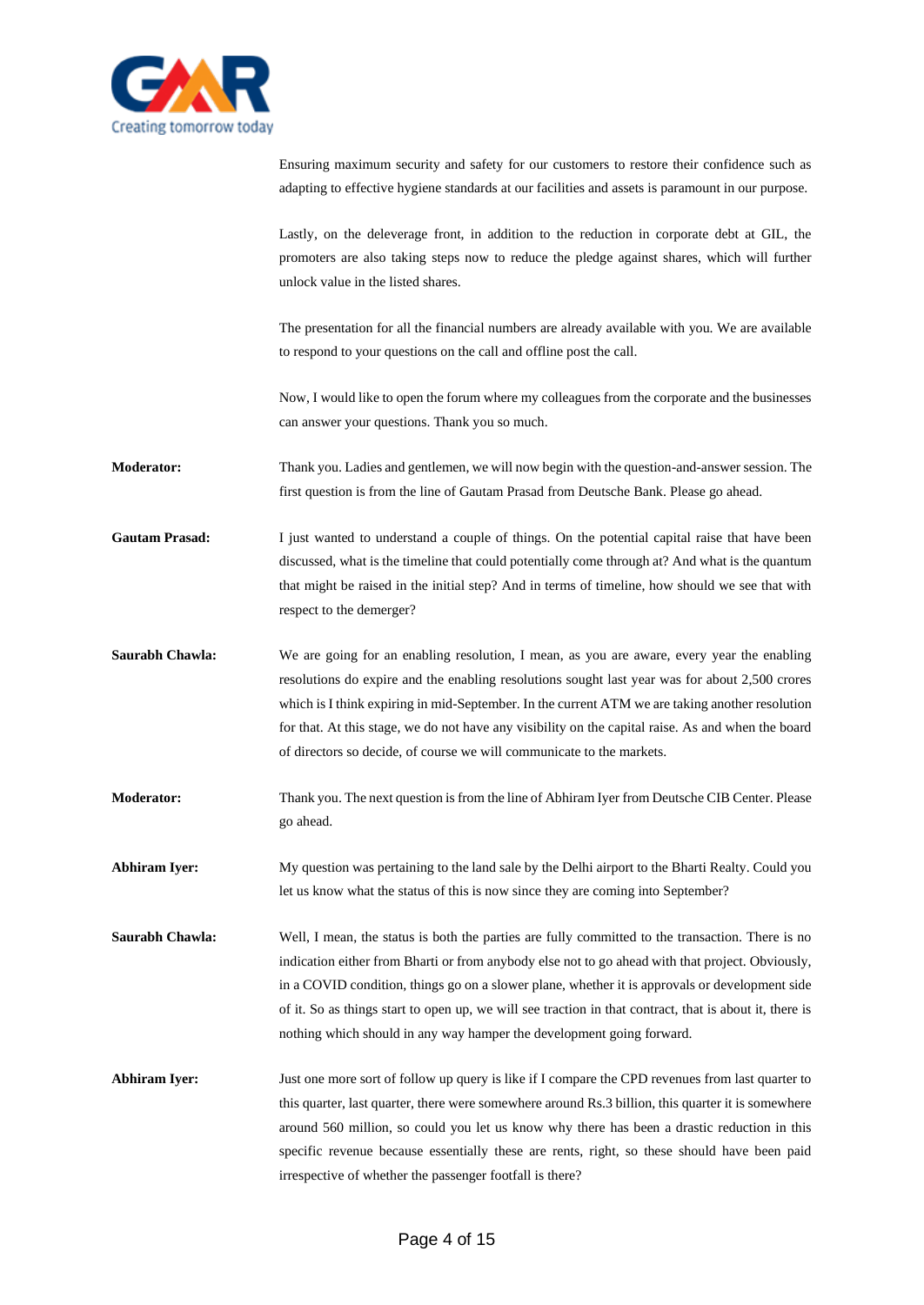Ensuring maximum security and safety for our customers to restore their confidence such as adapting to effective hygiene standards at our facilities and assets is paramount in our purpose.

Lastly, on the deleverage front, in addition to the reduction in corporate debt at GIL, the promoters are also taking steps now to reduce the pledge against shares, which will further unlock value in the listed shares.

The presentation for all the financial numbers are already available with you. We are available to respond to your questions on the call and offline post the call.

Now, I would like to open the forum where my colleagues from the corporate and the businesses can answer your questions. Thank you so much.

**Moderator:** Thank you. Ladies and gentlemen, we will now begin with the question-and-answer session. The first question is from the line of Gautam Prasad from Deutsche Bank. Please go ahead.

**Gautam Prasad:** I just wanted to understand a couple of things. On the potential capital raise that have been discussed, what is the timeline that could potentially come through at? And what is the quantum that might be raised in the initial step? And in terms of timeline, how should we see that with respect to the demerger?

**Saurabh Chawla:** We are going for an enabling resolution, I mean, as you are aware, every year the enabling resolutions do expire and the enabling resolutions sought last year was for about 2,500 crores which is I think expiring in mid-September. In the current ATM we are taking another resolution for that. At this stage, we do not have any visibility on the capital raise. As and when the board of directors so decide, of course we will communicate to the markets.

**Moderator:** Thank you. The next question is from the line of Abhiram Iyer from Deutsche CIB Center. Please go ahead.

**Abhiram Iyer:** My question was pertaining to the land sale by the Delhi airport to the Bharti Realty. Could you let us know what the status of this is now since they are coming into September?

**Saurabh Chawla:** Well, I mean, the status is both the parties are fully committed to the transaction. There is no indication either from Bharti or from anybody else not to go ahead with that project. Obviously, in a COVID condition, things go on a slower plane, whether it is approvals or development side of it. So as things start to open up, we will see traction in that contract, that is about it, there is nothing which should in any way hamper the development going forward.

**Abhiram Iyer:** Just one more sort of follow up query is like if I compare the CPD revenues from last quarter to this quarter, last quarter, there were somewhere around Rs.3 billion, this quarter it is somewhere around 560 million, so could you let us know why there has been a drastic reduction in this specific revenue because essentially these are rents, right, so these should have been paid irrespective of whether the passenger footfall is there?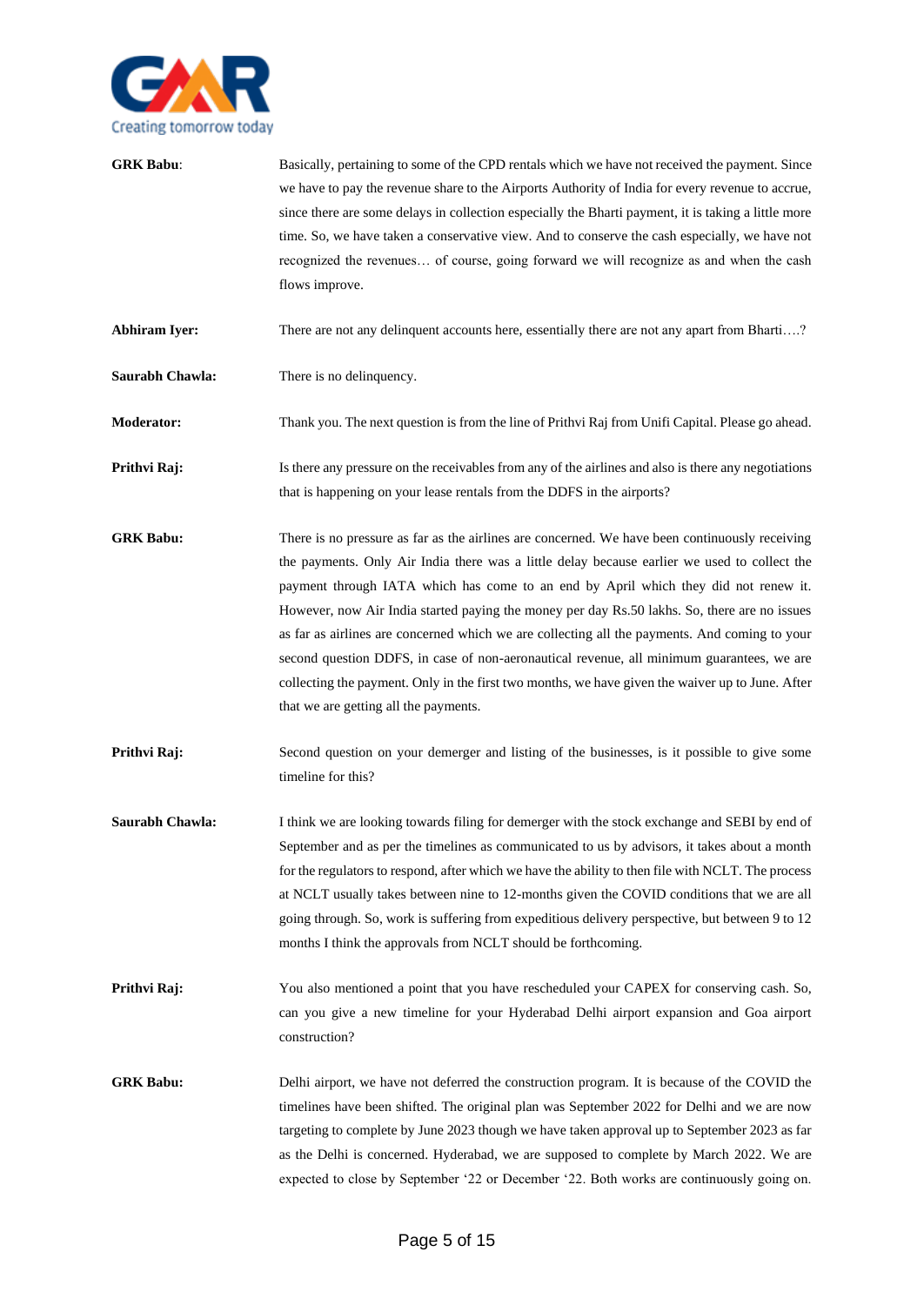**GRK Babu**: Basically, pertaining to some of the CPD rentals which we have not received the payment. Since we have to pay the revenue share to the Airports Authority of India for every revenue to accrue, since there are some delays in collection especially the Bharti payment, it is taking a little more time. So, we have taken a conservative view. And to conserve the cash especially, we have not recognized the revenues… of course, going forward we will recognize as and when the cash flows improve.

**Abhiram Iyer:** There are not any delinquent accounts here, essentially there are not any apart from Bharti….?

**Saurabh Chawla:** There is no delinquency.

**Moderator:** Thank you. The next question is from the line of Prithvi Raj from Unifi Capital. Please go ahead.

**Prithvi Raj:** Is there any pressure on the receivables from any of the airlines and also is there any negotiations that is happening on your lease rentals from the DDFS in the airports?

**GRK Babu:** There is no pressure as far as the airlines are concerned. We have been continuously receiving the payments. Only Air India there was a little delay because earlier we used to collect the payment through IATA which has come to an end by April which they did not renew it. However, now Air India started paying the money per day Rs.50 lakhs. So, there are no issues as far as airlines are concerned which we are collecting all the payments. And coming to your second question DDFS, in case of non-aeronautical revenue, all minimum guarantees, we are collecting the payment. Only in the first two months, we have given the waiver up to June. After that we are getting all the payments.

**Prithvi Raj:** Second question on your demerger and listing of the businesses, is it possible to give some timeline for this?

**Saurabh Chawla:** I think we are looking towards filing for demerger with the stock exchange and SEBI by end of September and as per the timelines as communicated to us by advisors, it takes about a month for the regulators to respond, after which we have the ability to then file with NCLT. The process at NCLT usually takes between nine to 12-months given the COVID conditions that we are all going through. So, work is suffering from expeditious delivery perspective, but between 9 to 12 months I think the approvals from NCLT should be forthcoming.

**Prithvi Raj:** You also mentioned a point that you have rescheduled your CAPEX for conserving cash. So, can you give a new timeline for your Hyderabad Delhi airport expansion and Goa airport construction?

**GRK Babu:** Delhi airport, we have not deferred the construction program. It is because of the COVID the timelines have been shifted. The original plan was September 2022 for Delhi and we are now targeting to complete by June 2023 though we have taken approval up to September 2023 as far as the Delhi is concerned. Hyderabad, we are supposed to complete by March 2022. We are expected to close by September '22 or December '22. Both works are continuously going on.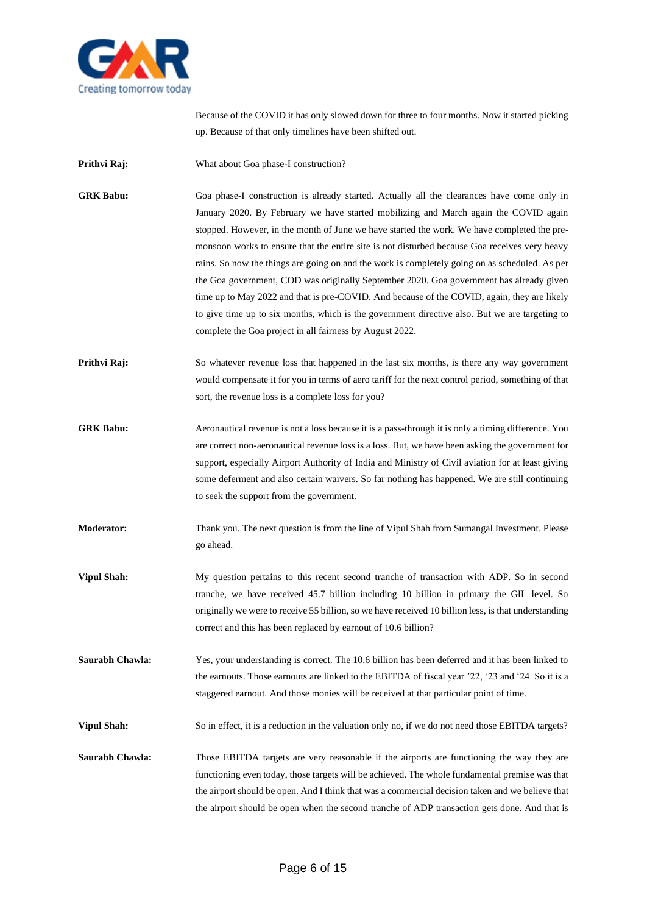Because of the COVID it has only slowed down for three to four months. Now it started picking up. Because of that only timelines have been shifted out.

**Prithvi Raj:** What about Goa phase-I construction?

**GRK Babu:** Goa phase-I construction is already started. Actually all the clearances have come only in January 2020. By February we have started mobilizing and March again the COVID again stopped. However, in the month of June we have started the work. We have completed the pre-monsoon works to ensure that the entire site is not disturbed because Goa receives very heavy rains. So now the things are going on and the work is completely going on as scheduled. As per the Goa government, COD was originally September 2020. Goa government has already given time up to May 2022 and that is pre-COVID. And because of the COVID, again, they are likely to give time up to six months, which is the government directive also. But we are targeting to complete the Goa project in all fairness by August 2022.

**Prithvi Raj:** So whatever revenue loss that happened in the last six months, is there any way government would compensate it for you in terms of aero tariff for the next control period, something of that sort, the revenue loss is a complete loss for you?

**GRK Babu:** Aeronautical revenue is not a loss because it is a pass-through it is only a timing difference. You are correct non-aeronautical revenue loss is a loss. But, we have been asking the government for support, especially Airport Authority of India and Ministry of Civil aviation for at least giving some deferment and also certain waivers. So far nothing has happened. We are still continuing to seek the support from the government.

**Moderator:** Thank you. The next question is from the line of Vipul Shah from Sumangal Investment. Please go ahead.

**Vipul Shah:** My question pertains to this recent second tranche of transaction with ADP. So in second tranche, we have received 45.7 billion including 10 billion in primary the GIL level. So originally we were to receive 55 billion, so we have received 10 billion less, is that understanding correct and this has been replaced by earnout of 10.6 billion?

**Saurabh Chawla:** Yes, your understanding is correct. The 10.6 billion has been deferred and it has been linked to the earnouts. Those earnouts are linked to the EBITDA of fiscal year '22, '23 and '24. So it is a staggered earnout. And those monies will be received at that particular point of time.

**Vipul Shah:** So in effect, it is a reduction in the valuation only no, if we do not need those EBITDA targets?

**Saurabh Chawla:** Those EBITDA targets are very reasonable if the airports are functioning the way they are functioning even today, those targets will be achieved. The whole fundamental premise was that the airport should be open. And I think that was a commercial decision taken and we believe that the airport should be open when the second tranche of ADP transaction gets done. And that is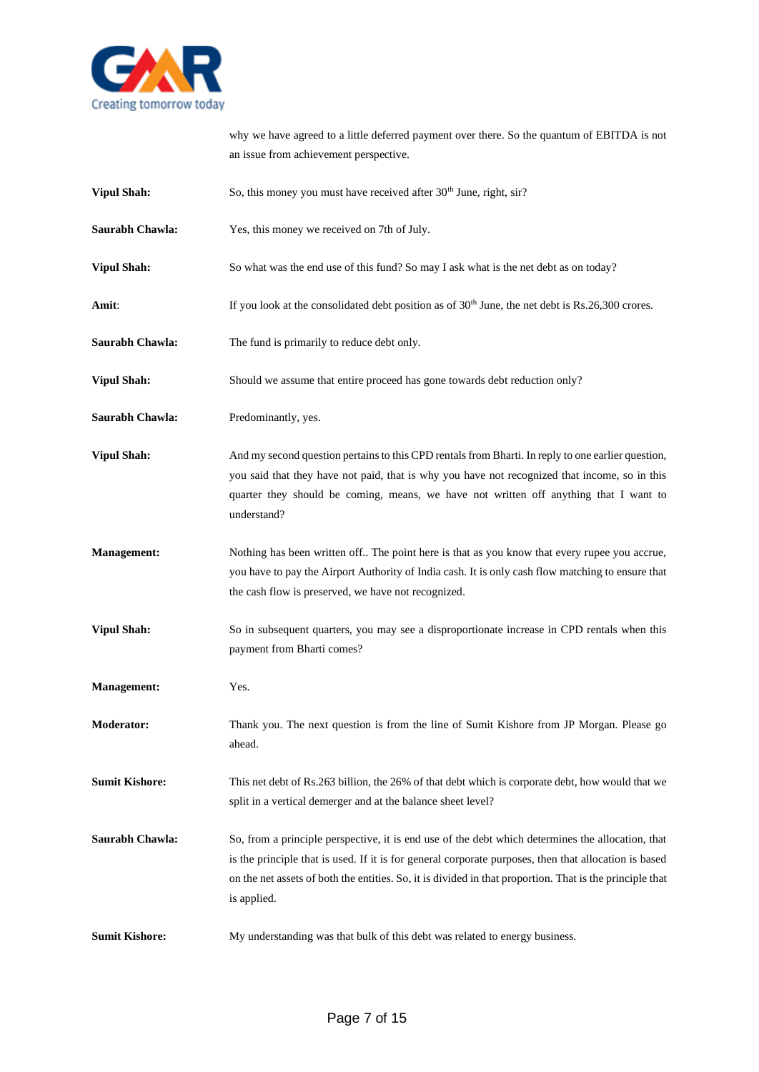why we have agreed to a little deferred payment over there. So the quantum of EBITDA is not an issue from achievement perspective.

**Vipul Shah:** So, this money you must have received after 30th June, right, sir?

**Saurabh Chawla:** Yes, this money we received on 7th of July.

**Vipul Shah:** So what was the end use of this fund? So may I ask what is the net debt as on today?

**Amit:** If you look at the consolidated debt position as of 30th June, the net debt is Rs.26,300 crores.

**Saurabh Chawla:** The fund is primarily to reduce debt only.

**Vipul Shah:** Should we assume that entire proceed has gone towards debt reduction only?

**Saurabh Chawla:** Predominantly, yes.

**Vipul Shah:** And my second question pertains to this CPD rentals from Bharti. In reply to one earlier question, you said that they have not paid, that is why you have not recognized that income, so in this quarter they should be coming, means, we have not written off anything that I want to understand?

**Management:** Nothing has been written off.. The point here is that as you know that every rupee you accrue, you have to pay the Airport Authority of India cash. It is only cash flow matching to ensure that the cash flow is preserved, we have not recognized.

**Vipul Shah:** So in subsequent quarters, you may see a disproportionate increase in CPD rentals when this payment from Bharti comes?

**Management:** Yes.

**Moderator:** Thank you. The next question is from the line of Sumit Kishore from JP Morgan. Please go ahead.

**Sumit Kishore:** This net debt of Rs.263 billion, the 26% of that debt which is corporate debt, how would that we split in a vertical demerger and at the balance sheet level?

**Saurabh Chawla:** So, from a principle perspective, it is end use of the debt which determines the allocation, that is the principle that is used. If it is for general corporate purposes, then that allocation is based on the net assets of both the entities. So, it is divided in that proportion. That is the principle that is applied.

**Sumit Kishore:** My understanding was that bulk of this debt was related to energy business.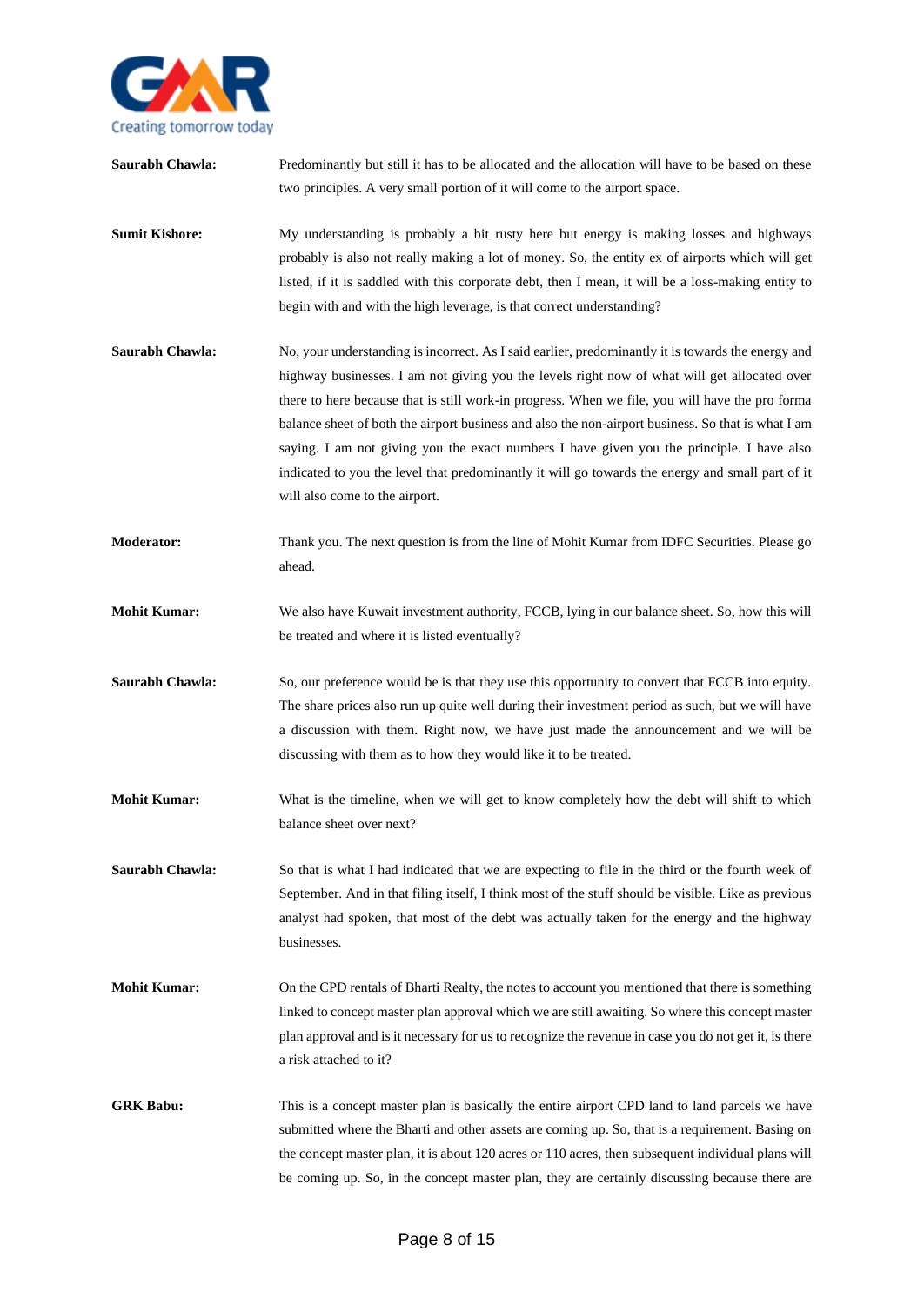**Saurabh Chawla:** Predominantly but still it has to be allocated and the allocation will have to be based on these two principles. A very small portion of it will come to the airport space.

**Sumit Kishore:** My understanding is probably a bit rusty here but energy is making losses and highways probably is also not really making a lot of money. So, the entity ex of airports which will get listed, if it is saddled with this corporate debt, then I mean, it will be a loss-making entity to begin with and with the high leverage, is that correct understanding?

**Saurabh Chawla:** No, your understanding is incorrect. As I said earlier, predominantly it is towards the energy and highway businesses. I am not giving you the levels right now of what will get allocated over there to here because that is still work-in progress. When we file, you will have the pro forma balance sheet of both the airport business and also the non-airport business. So that is what I am saying. I am not giving you the exact numbers I have given you the principle. I have also indicated to you the level that predominantly it will go towards the energy and small part of it will also come to the airport.

**Moderator:** Thank you. The next question is from the line of Mohit Kumar from IDFC Securities. Please go ahead.

**Mohit Kumar:** We also have Kuwait investment authority, FCCB, lying in our balance sheet. So, how this will be treated and where it is listed eventually?

**Saurabh Chawla:** So, our preference would be is that they use this opportunity to convert that FCCB into equity. The share prices also run up quite well during their investment period as such, but we will have a discussion with them. Right now, we have just made the announcement and we will be discussing with them as to how they would like it to be treated.

**Mohit Kumar:** What is the timeline, when we will get to know completely how the debt will shift to which balance sheet over next?

**Saurabh Chawla:** So that is what I had indicated that we are expecting to file in the third or the fourth week of September. And in that filing itself, I think most of the stuff should be visible. Like as previous analyst had spoken, that most of the debt was actually taken for the energy and the highway businesses.

**Mohit Kumar:** On the CPD rentals of Bharti Realty, the notes to account you mentioned that there is something linked to concept master plan approval which we are still awaiting. So where this concept master plan approval and is it necessary for us to recognize the revenue in case you do not get it, is there a risk attached to it?

**GRK Babu:** This is a concept master plan is basically the entire airport CPD land to land parcels we have submitted where the Bharti and other assets are coming up. So, that is a requirement. Basing on the concept master plan, it is about 120 acres or 110 acres, then subsequent individual plans will be coming up. So, in the concept master plan, they are certainly discussing because there are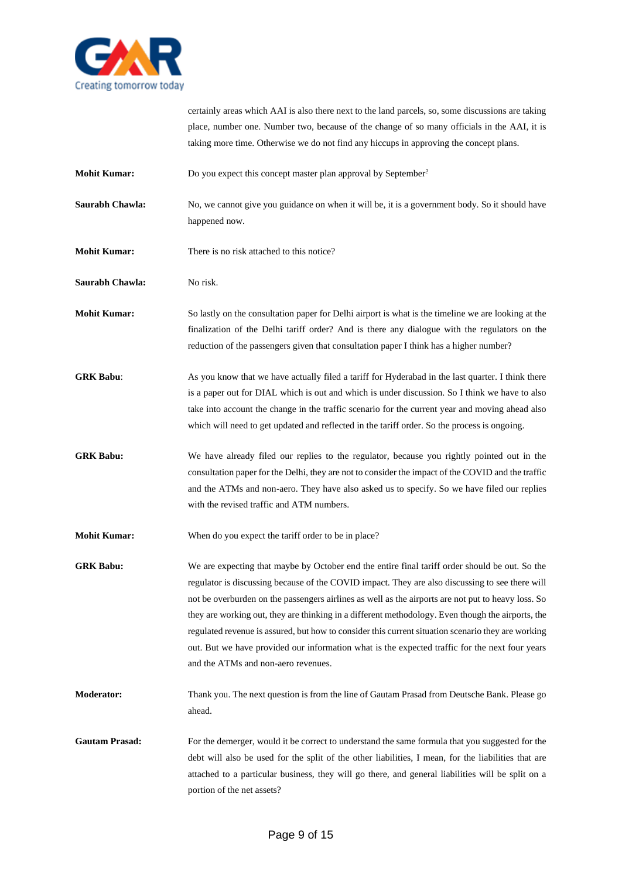certainly areas which AAI is also there next to the land parcels, so, some discussions are taking place, number one. Number two, because of the change of so many officials in the AAI, it is taking more time. Otherwise we do not find any hiccups in approving the concept plans.

**Mohit Kumar:** Do you expect this concept master plan approval by September?

**Saurabh Chawla:** No, we cannot give you guidance on when it will be, it is a government body. So it should have happened now.

**Mohit Kumar:** There is no risk attached to this notice?

**Saurabh Chawla:** No risk.

**Mohit Kumar:** So lastly on the consultation paper for Delhi airport is what is the timeline we are looking at the finalization of the Delhi tariff order? And is there any dialogue with the regulators on the reduction of the passengers given that consultation paper I think has a higher number?

**GRK Babu**: As you know that we have actually filed a tariff for Hyderabad in the last quarter. I think there is a paper out for DIAL which is out and which is under discussion. So I think we have to also take into account the change in the traffic scenario for the current year and moving ahead also which will need to get updated and reflected in the tariff order. So the process is ongoing.

**GRK Babu:** We have already filed our replies to the regulator, because you rightly pointed out in the consultation paper for the Delhi, they are not to consider the impact of the COVID and the traffic and the ATMs and non-aero. They have also asked us to specify. So we have filed our replies with the revised traffic and ATM numbers.

**Mohit Kumar:** When do you expect the tariff order to be in place?

**GRK Babu:** We are expecting that maybe by October end the entire final tariff order should be out. So the regulator is discussing because of the COVID impact. They are also discussing to see there will not be overburden on the passengers airlines as well as the airports are not put to heavy loss. So they are working out, they are thinking in a different methodology. Even though the airports, the regulated revenue is assured, but how to consider this current situation scenario they are working out. But we have provided our information what is the expected traffic for the next four years and the ATMs and non-aero revenues.

**Moderator:** Thank you. The next question is from the line of Gautam Prasad from Deutsche Bank. Please go ahead.

**Gautam Prasad:** For the demerger, would it be correct to understand the same formula that you suggested for the debt will also be used for the split of the other liabilities, I mean, for the liabilities that are attached to a particular business, they will go there, and general liabilities will be split on a portion of the net assets?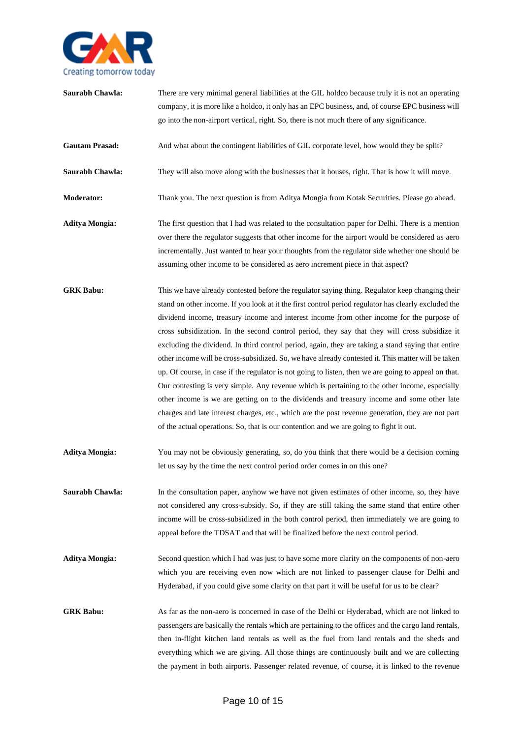**Saurabh Chawla:** There are very minimal general liabilities at the GIL holdco because truly it is not an operating company, it is more like a holdco, it only has an EPC business, and, of course EPC business will go into the non-airport vertical, right. So, there is not much there of any significance.

**Gautam Prasad:** And what about the contingent liabilities of GIL corporate level, how would they be split?

**Saurabh Chawla:** They will also move along with the businesses that it houses, right. That is how it will move.

**Moderator:** Thank you. The next question is from Aditya Mongia from Kotak Securities. Please go ahead.

**Aditya Mongia:** The first question that I had was related to the consultation paper for Delhi. There is a mention over there the regulator suggests that other income for the airport would be considered as aero incrementally. Just wanted to hear your thoughts from the regulator side whether one should be assuming other income to be considered as aero increment piece in that aspect?

**GRK Babu:** This we have already contested before the regulator saying thing. Regulator keep changing their stand on other income. If you look at it the first control period regulator has clearly excluded the dividend income, treasury income and interest income from other income for the purpose of cross subsidization. In the second control period, they say that they will cross subsidize it excluding the dividend. In third control period, again, they are taking a stand saying that entire other income will be cross-subsidized. So, we have already contested it. This matter will be taken up. Of course, in case if the regulator is not going to listen, then we are going to appeal on that. Our contesting is very simple. Any revenue which is pertaining to the other income, especially other income is we are getting on to the dividends and treasury income and some other late charges and late interest charges, etc., which are the post revenue generation, they are not part of the actual operations. So, that is our contention and we are going to fight it out.

**Aditya Mongia:** You may not be obviously generating, so, do you think that there would be a decision coming let us say by the time the next control period order comes in on this one?

**Saurabh Chawla:** In the consultation paper, anyhow we have not given estimates of other income, so, they have not considered any cross-subsidy. So, if they are still taking the same stand that entire other income will be cross-subsidized in the both control period, then immediately we are going to appeal before the TDSAT and that will be finalized before the next control period.

**Aditya Mongia:** Second question which I had was just to have some more clarity on the components of non-aero which you are receiving even now which are not linked to passenger clause for Delhi and Hyderabad, if you could give some clarity on that part it will be useful for us to be clear?

**GRK Babu:** As far as the non-aero is concerned in case of the Delhi or Hyderabad, which are not linked to passengers are basically the rentals which are pertaining to the offices and the cargo land rentals, then in-flight kitchen land rentals as well as the fuel from land rentals and the sheds and everything which we are giving. All those things are continuously built and we are collecting the payment in both airports. Passenger related revenue, of course, it is linked to the revenue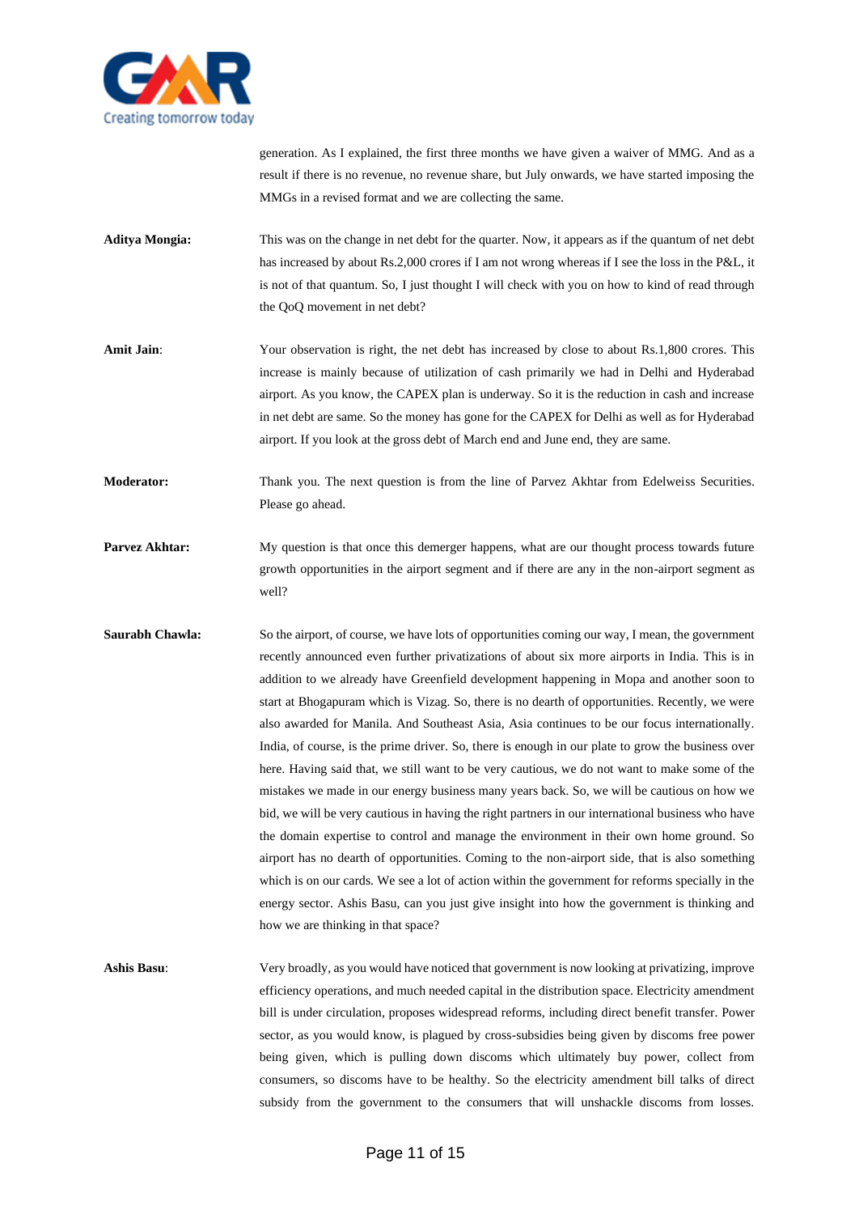generation. As I explained, the first three months we have given a waiver of MMG. And as a result if there is no revenue, no revenue share, but July onwards, we have started imposing the MMGs in a revised format and we are collecting the same.

**Aditya Mongia:** This was on the change in net debt for the quarter. Now, it appears as if the quantum of net debt has increased by about Rs.2,000 crores if I am not wrong whereas if I see the loss in the P&L, it is not of that quantum. So, I just thought I will check with you on how to kind of read through the QoQ movement in net debt?

**Amit Jain**: Your observation is right, the net debt has increased by close to about Rs.1,800 crores. This increase is mainly because of utilization of cash primarily we had in Delhi and Hyderabad airport. As you know, the CAPEX plan is underway. So it is the reduction in cash and increase in net debt are same. So the money has gone for the CAPEX for Delhi as well as for Hyderabad airport. If you look at the gross debt of March end and June end, they are same.

**Moderator:** Thank you. The next question is from the line of Parvez Akhtar from Edelweiss Securities. Please go ahead.

**Parvez Akhtar:** My question is that once this demerger happens, what are our thought process towards future growth opportunities in the airport segment and if there are any in the non-airport segment as well?

**Saurabh Chawla:** So the airport, of course, we have lots of opportunities coming our way, I mean, the government recently announced even further privatizations of about six more airports in India. This is in addition to we already have Greenfield development happening in Mopa and another soon to start at Bhogapuram which is Vizag. So, there is no dearth of opportunities. Recently, we were also awarded for Manila. And Southeast Asia, Asia continues to be our focus internationally. India, of course, is the prime driver. So, there is enough in our plate to grow the business over here. Having said that, we still want to be very cautious, we do not want to make some of the mistakes we made in our energy business many years back. So, we will be cautious on how we bid, we will be very cautious in having the right partners in our international business who have the domain expertise to control and manage the environment in their own home ground. So airport has no dearth of opportunities. Coming to the non-airport side, that is also something which is on our cards. We see a lot of action within the government for reforms specially in the energy sector. Ashis Basu, can you just give insight into how the government is thinking and how we are thinking in that space?

**Ashis Basu**: Very broadly, as you would have noticed that government is now looking at privatizing, improve efficiency operations, and much needed capital in the distribution space. Electricity amendment bill is under circulation, proposes widespread reforms, including direct benefit transfer. Power sector, as you would know, is plagued by cross-subsidies being given by discoms free power being given, which is pulling down discoms which ultimately buy power, collect from consumers, so discoms have to be healthy. So the electricity amendment bill talks of direct subsidy from the government to the consumers that will unshackle discoms from losses.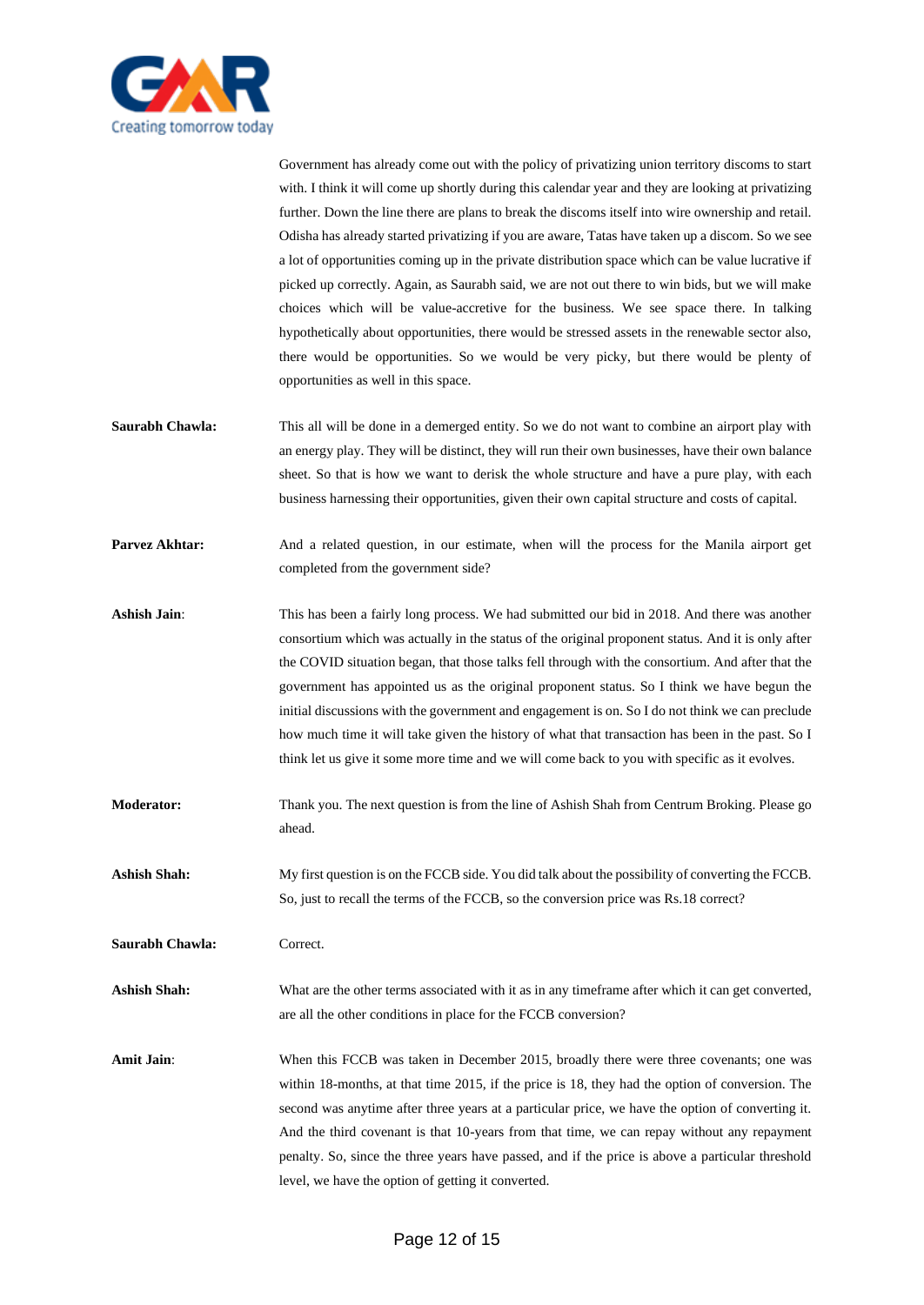Government has already come out with the policy of privatizing union territory discoms to start with. I think it will come up shortly during this calendar year and they are looking at privatizing further. Down the line there are plans to break the discoms itself into wire ownership and retail. Odisha has already started privatizing if you are aware, Tatas have taken up a discom. So we see a lot of opportunities coming up in the private distribution space which can be value lucrative if picked up correctly. Again, as Saurabh said, we are not out there to win bids, but we will make choices which will be value-accretive for the business. We see space there. In talking hypothetically about opportunities, there would be stressed assets in the renewable sector also, there would be opportunities. So we would be very picky, but there would be plenty of opportunities as well in this space.

**Saurabh Chawla:** This all will be done in a demerged entity. So we do not want to combine an airport play with an energy play. They will be distinct, they will run their own businesses, have their own balance sheet. So that is how we want to derisk the whole structure and have a pure play, with each business harnessing their opportunities, given their own capital structure and costs of capital.

**Parvez Akhtar:** And a related question, in our estimate, when will the process for the Manila airport get completed from the government side?

**Ashish Jain**: This has been a fairly long process. We had submitted our bid in 2018. And there was another consortium which was actually in the status of the original proponent status. And it is only after the COVID situation began, that those talks fell through with the consortium. And after that the government has appointed us as the original proponent status. So I think we have begun the initial discussions with the government and engagement is on. So I do not think we can preclude how much time it will take given the history of what that transaction has been in the past. So I think let us give it some more time and we will come back to you with specific as it evolves.

**Moderator:** Thank you. The next question is from the line of Ashish Shah from Centrum Broking. Please go ahead.

**Ashish Shah:** My first question is on the FCCB side. You did talk about the possibility of converting the FCCB. So, just to recall the terms of the FCCB, so the conversion price was Rs.18 correct?

**Saurabh Chawla:** Correct.

**Ashish Shah:** What are the other terms associated with it as in any timeframe after which it can get converted, are all the other conditions in place for the FCCB conversion?

**Amit Jain**: When this FCCB was taken in December 2015, broadly there were three covenants; one was within 18-months, at that time 2015, if the price is 18, they had the option of conversion. The second was anytime after three years at a particular price, we have the option of converting it. And the third covenant is that 10-years from that time, we can repay without any repayment penalty. So, since the three years have passed, and if the price is above a particular threshold level, we have the option of getting it converted.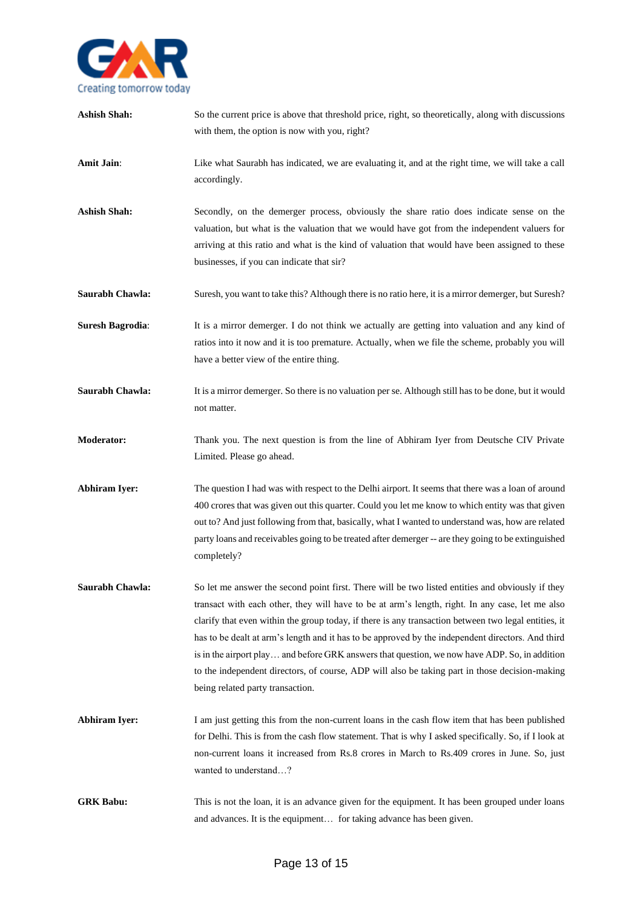**Ashish Shah:** So the current price is above that threshold price, right, so theoretically, along with discussions with them, the option is now with you, right?

**Amit Jain**: Like what Saurabh has indicated, we are evaluating it, and at the right time, we will take a call accordingly.

**Ashish Shah:** Secondly, on the demerger process, obviously the share ratio does indicate sense on the valuation, but what is the valuation that we would have got from the independent valuers for arriving at this ratio and what is the kind of valuation that would have been assigned to these businesses, if you can indicate that sir?

**Saurabh Chawla:** Suresh, you want to take this? Although there is no ratio here, it is a mirror demerger, but Suresh?

**Suresh Bagrodia**: It is a mirror demerger. I do not think we actually are getting into valuation and any kind of ratios into it now and it is too premature. Actually, when we file the scheme, probably you will have a better view of the entire thing.

**Saurabh Chawla:** It is a mirror demerger. So there is no valuation per se. Although still has to be done, but it would not matter.

**Moderator:** Thank you. The next question is from the line of Abhiram Iyer from Deutsche CIV Private Limited. Please go ahead.

**Abhiram Iyer:** The question I had was with respect to the Delhi airport. It seems that there was a loan of around 400 crores that was given out this quarter. Could you let me know to which entity was that given out to? And just following from that, basically, what I wanted to understand was, how are related party loans and receivables going to be treated after demerger -- are they going to be extinguished completely?

**Saurabh Chawla:** So let me answer the second point first. There will be two listed entities and obviously if they transact with each other, they will have to be at arm's length, right. In any case, let me also clarify that even within the group today, if there is any transaction between two legal entities, it has to be dealt at arm's length and it has to be approved by the independent directors. And third is in the airport play… and before GRK answers that question, we now have ADP. So, in addition to the independent directors, of course, ADP will also be taking part in those decision-making being related party transaction.

**Abhiram Iyer:** I am just getting this from the non-current loans in the cash flow item that has been published for Delhi. This is from the cash flow statement. That is why I asked specifically. So, if I look at non-current loans it increased from Rs.8 crores in March to Rs.409 crores in June. So, just wanted to understand…?

**GRK Babu:** This is not the loan, it is an advance given for the equipment. It has been grouped under loans and advances. It is the equipment… for taking advance has been given.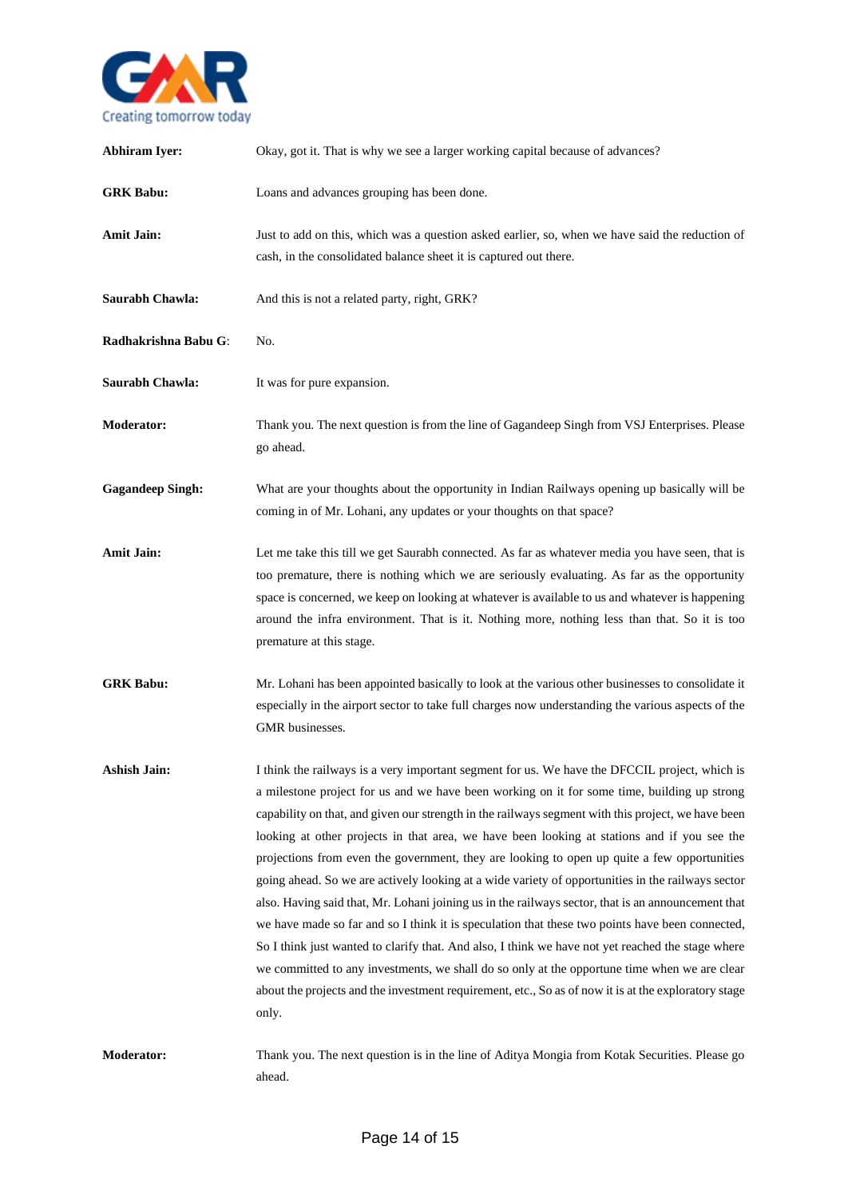**Abhiram Iyer:** Okay, got it. That is why we see a larger working capital because of advances?

**GRK Babu:** Loans and advances grouping has been done.

**Amit Jain:** Just to add on this, which was a question asked earlier, so, when we have said the reduction of cash, in the consolidated balance sheet it is captured out there.

**Saurabh Chawla:** And this is not a related party, right, GRK?

**Radhakrishna Babu G**: No.

**Saurabh Chawla:** It was for pure expansion.

**Moderator:** Thank you. The next question is from the line of Gagandeep Singh from VSJ Enterprises. Please go ahead.

**Gagandeep Singh:** What are your thoughts about the opportunity in Indian Railways opening up basically will be coming in of Mr. Lohani, any updates or your thoughts on that space?

**Amit Jain:** Let me take this till we get Saurabh connected. As far as whatever media you have seen, that is too premature, there is nothing which we are seriously evaluating. As far as the opportunity space is concerned, we keep on looking at whatever is available to us and whatever is happening around the infra environment. That is it. Nothing more, nothing less than that. So it is too premature at this stage.

**GRK Babu:** Mr. Lohani has been appointed basically to look at the various other businesses to consolidate it especially in the airport sector to take full charges now understanding the various aspects of the GMR businesses.

**Ashish Jain:** I think the railways is a very important segment for us. We have the DFCCIL project, which is a milestone project for us and we have been working on it for some time, building up strong capability on that, and given our strength in the railways segment with this project, we have been looking at other projects in that area, we have been looking at stations and if you see the projections from even the government, they are looking to open up quite a few opportunities going ahead. So we are actively looking at a wide variety of opportunities in the railways sector also. Having said that, Mr. Lohani joining us in the railways sector, that is an announcement that we have made so far and so I think it is speculation that these two points have been connected, So I think just wanted to clarify that. And also, I think we have not yet reached the stage where we committed to any investments, we shall do so only at the opportune time when we are clear about the projects and the investment requirement, etc., So as of now it is at the exploratory stage only.

**Moderator:** Thank you. The next question is in the line of Aditya Mongia from Kotak Securities. Please go ahead.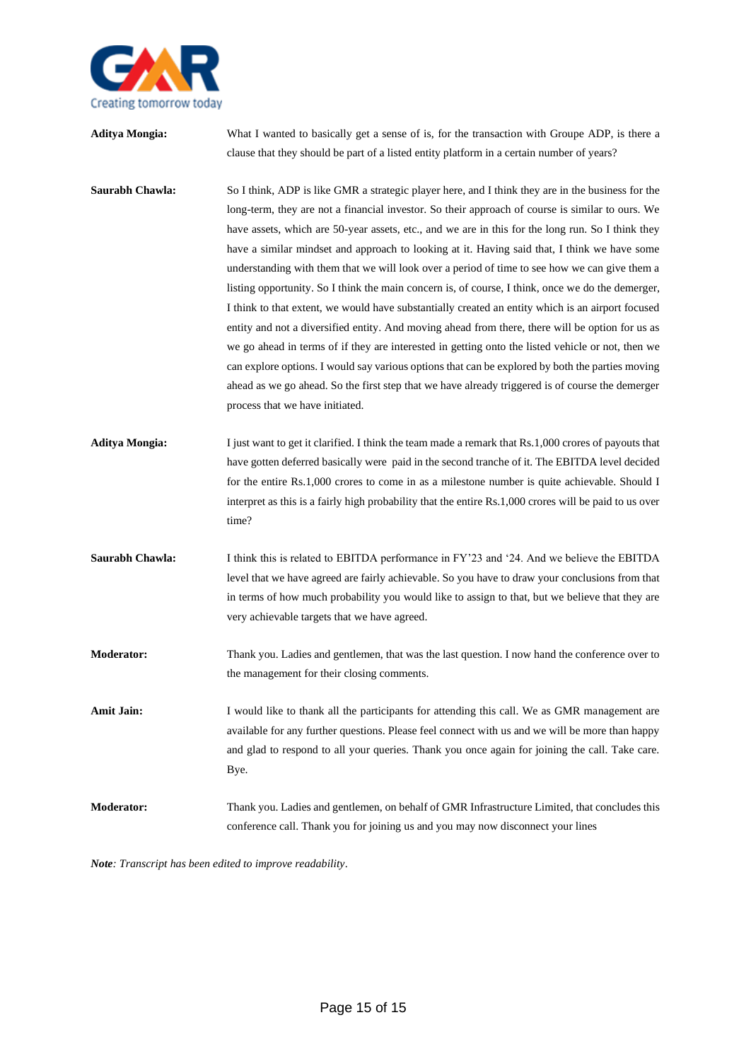**Aditya Mongia:** What I wanted to basically get a sense of is, for the transaction with Groupe ADP, is there a clause that they should be part of a listed entity platform in a certain number of years?

**Saurabh Chawla:** So I think, ADP is like GMR a strategic player here, and I think they are in the business for the long-term, they are not a financial investor. So their approach of course is similar to ours. We have assets, which are 50-year assets, etc., and we are in this for the long run. So I think they have a similar mindset and approach to looking at it. Having said that, I think we have some understanding with them that we will look over a period of time to see how we can give them a listing opportunity. So I think the main concern is, of course, I think, once we do the demerger, I think to that extent, we would have substantially created an entity which is an airport focused entity and not a diversified entity. And moving ahead from there, there will be option for us as we go ahead in terms of if they are interested in getting onto the listed vehicle or not, then we can explore options. I would say various options that can be explored by both the parties moving ahead as we go ahead. So the first step that we have already triggered is of course the demerger process that we have initiated.

**Aditya Mongia:** I just want to get it clarified. I think the team made a remark that Rs.1,000 crores of payouts that have gotten deferred basically were paid in the second tranche of it. The EBITDA level decided for the entire Rs.1,000 crores to come in as a milestone number is quite achievable. Should I interpret as this is a fairly high probability that the entire Rs.1,000 crores will be paid to us over time?

**Saurabh Chawla:** I think this is related to EBITDA performance in FY'23 and '24. And we believe the EBITDA level that we have agreed are fairly achievable. So you have to draw your conclusions from that in terms of how much probability you would like to assign to that, but we believe that they are very achievable targets that we have agreed.

**Moderator:** Thank you. Ladies and gentlemen, that was the last question. I now hand the conference over to the management for their closing comments.

**Amit Jain:** I would like to thank all the participants for attending this call. We as GMR management are available for any further questions. Please feel connect with us and we will be more than happy and glad to respond to all your queries. Thank you once again for joining the call. Take care. Bye.

**Moderator:** Thank you. Ladies and gentlemen, on behalf of GMR Infrastructure Limited, that concludes this conference call. Thank you for joining us and you may now disconnect your lines

***Note**: Transcript has been edited to improve readability*.